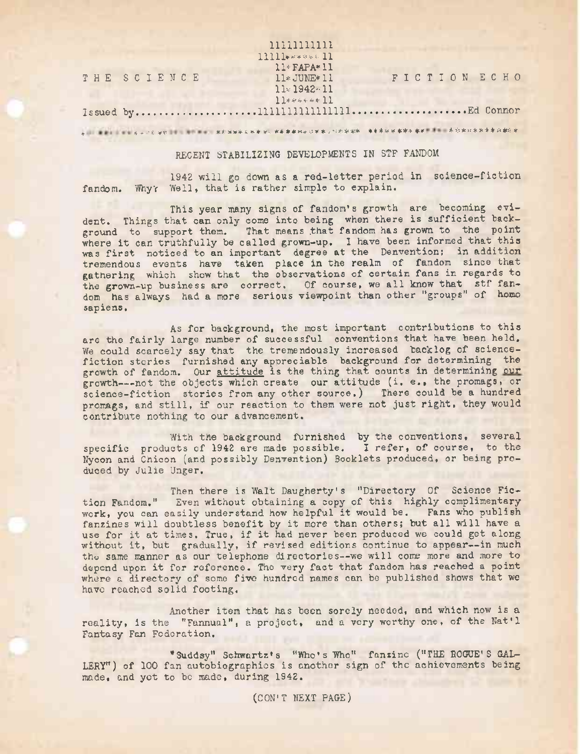THE SCIENCE FICTION ECHO

FAPA — JUNE 1942

Issued by ................................................ Ed Connor

## RECENT STABILIZING DEVELOPMENTS IN STF FANDOM

1942 will go down as a red-letter period in science-fiction fandom. Why? Well, that is rather simple to explain.

This year many signs of fandom's growth are becoming evident. Things that can only come into being when there is sufficient background to support them. That means that fandom has grown to the point where it can truthfully be called grown-up. I have been informed that this was first noticed to an important degree at the Denvention: in addition tremendous events have taken place in the realm of fandom since that gathering which show that the observations of certain fans in regards to the grown-up business are correct. Of course, we all know that stf fandom has always had a more serious viewpoint than other "groups" of homo sapiens.

As for background, the most important contributions to this are the fairly large number of successful conventions that have been held. We could scarcely say that the tremendously increased backlog of science-fiction stories furnished any appreciable background for determining the growth of fandom. Our <u>attitude</u> is the thing that counts in determining <u>our</u> growth---not the objects which create our attitude (i. e., the promags, or science-fiction stories from any other source.) There could be a hundred promags, and still, if our reaction to them were not just right, they would contribute nothing to our advancement.

With the background furnished by the conventions, several specific products of 1942 are made possible. I refer, of course, to the Nycon and Chicon (and possibly Denvention) Booklets produced, or being produced by Julie Unger.

Then there is Walt Daugherty's "Directory Of Science Fiction Fandom." Even without obtaining a copy of this highly complimentary work, you can easily understand how helpful it would be. Fans who publish fanzines will doubtless benefit by it more than others; but all will have a use for it at times. True, if it had never been produced we could get along without it, but gradually, if revised editions continue to appear--in much the same manner as our telephone directories--we will come more and more to depend upon it for reference. The very fact that fandom has reached a point where a directory of some five hundred names can be published shows that we have reached solid footing.

Another item that has been sorely needed, and which now is a reality, is the "Fannual", a project, and a very worthy one, of the Nat'l Fantasy Fan Federation.

"Suddsy" Schwartz's "Who's Who" fanzine ("THE ROGUE'S GALLERY") of 100 fan autobiographies is another sign of the achievements being made, and yet to be made, during 1942.

(CON'T NEXT PAGE)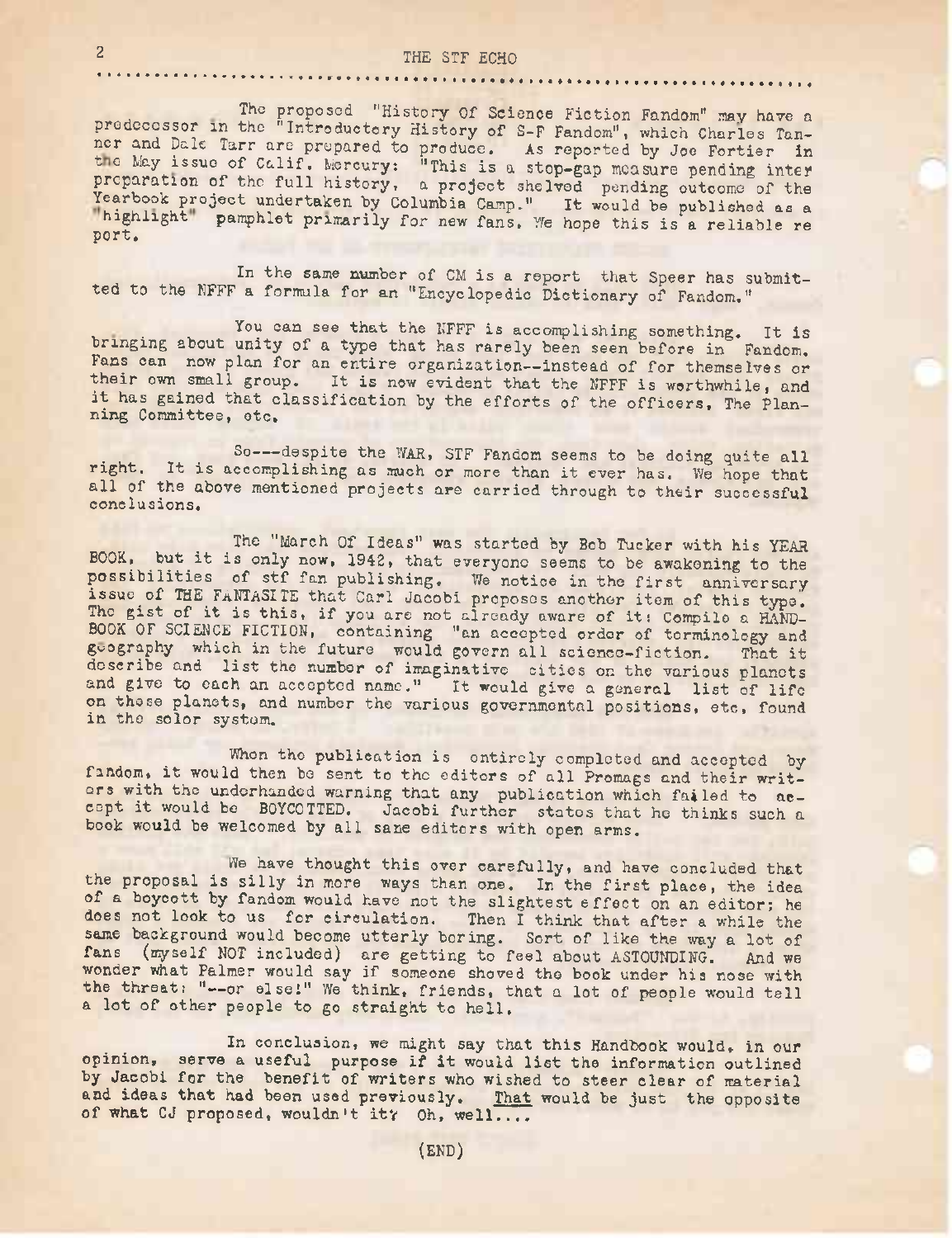The proposed "History Of Science Fiction Fandom" may have a predecessor in the "Introductory History of S-F Fandom", which Charles Tanner and Dale Tarr are prepared to produce. As reported by Joe Fortier in the May issue of Calif. Mercury: "This is a stop-gap measure pending inter preparation of the full history, a project shelved pending outcome of the Yearbook project undertaken by Columbia Camp." It would be published as a "highlight" pamphlet primarily for new fans. We hope this is a reliable re port.

In the same number of CM is a report that Speer has submitted to the NFFF a formula for an "Encyclopedic Dictionary of Fandom."

You can see that the NFFF is accomplishing something. It is bringing about unity of a type that has rarely been seen before in Fandom. Fans can now plan for an entire organization--instead of for themselves or their own small group. It is now evident that the NFFF is worthwhile, and it has gained that classification by the efforts of the officers, The Planning Committee, etc.

So---despite the WAR, STF Fandom seems to be doing quite all right. It is accomplishing as much or more than it ever has. We hope that all of the above mentioned projects are carried through to their successful conclusions.

The "March Of Ideas" was started by Bob Tucker with his YEAR BOOK, but it is only now, 1942, that everyone seems to be awakening to the possibilities of stf fan publishing. We notice in the first anniversary issue of THE FANTASITE that Carl Jacobi proposes another item of this type. The gist of it is this, if you are not already aware of it: Compile a HANDBOOK OF SCIENCE FICTION, containing "an accepted order of terminology and geography which in the future would govern all science-fiction. That it describe and list the number of imaginative cities on the various planets and give to each an accepted name." It would give a general list of life on those planets, and number the various governmental positions, etc, found in the solar system.

When the publication is entirely completed and accepted by fandom, it would then be sent to the editors of all Promags and their writers with the underhanded warning that any publication which failed to accept it would be BOYCOTTED. Jacobi further states that he thinks such a book would be welcomed by all same editors with open arms.

We have thought this over carefully, and have concluded that the proposal is silly in more ways than one. In the first place, the idea of a boycott by fandom would have not the slightest effect on an editor; he does not look to us for circulation. Then I think that after a while the same background would become utterly boring. Sort of like the way a lot of fans (myself NOT included) are getting to feel about ASTOUNDING. And we wonder what Palmer would say if someone shoved the book under his nose with the threat: "--or else!" We think, friends, that a lot of people would tell a lot of other people to go straight to hell.

In conclusion, we might say that this Handbook would, in our opinion, serve a useful purpose if it would list the information outlined by Jacobi for the benefit of writers who wished to steer clear of material and ideas that had been used previously. <u>That</u> would be just the opposite of what CJ proposed, wouldn't it? Oh, well....

(END)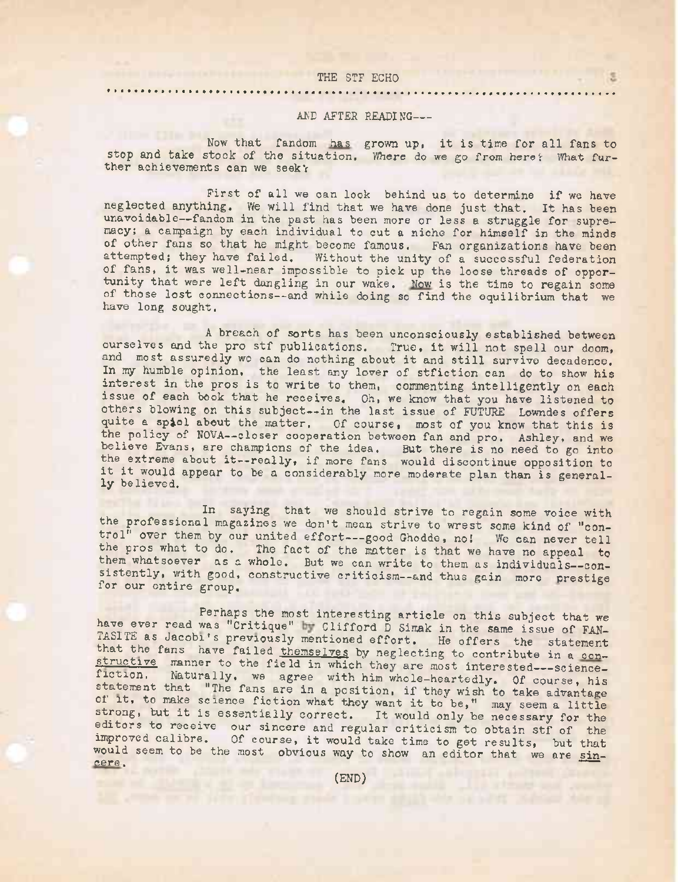## AND AFTER READING---

Now that fandom <u>has</u> grown up, it is time for all fans to stop and take stock of the situation. Where do we go from here? What further achievements can we seek?

First of all we can look behind us to determine if we have neglected anything. We will find that we have done just that. It has been unavoidable--fandom in the past has been more or less a struggle for supremacy; a campaign by each individual to cut a niche for himself in the minds of other fans so that he might become famous. Fan organizations have been attempted; they have failed. Without the unity of a successful federation of fans, it was well-near impossible to pick up the loose threads of opportunity that were left dangling in our wake. <u>Now</u> is the time to regain some of those lost connections--and while doing so find the equilibrium that we have long sought.

A breach of sorts has been unconsciously established between ourselves and the pro stf publications. True, it will not spell our doom, and most assuredly we can do nothing about it and still survive decadence. In my humble opinion, the least any lover of stfiction can do to show his interest in the pros is to write to them, commenting intelligently on each issue of each book that he receives. Oh, we know that you have listened to others blowing on this subject--in the last issue of FUTURE Lowndes offers quite a spiel about the matter. Of course, most of you know that this is the policy of NOVA--closer cooperation between fan and pro. Ashley, and we believe Evans, are champions of the idea. But there is no need to go into the extreme about it--really, if more fans would discontinue opposition to it it would appear to be a considerably more moderate plan than is generally believed.

In saying that we should strive to regain some voice with the professional magazines we don't mean strive to wrest some kind of "control" over them by our united effort---good Ghodde, no! We can never tell the pros what to do. The fact of the matter is that we have no appeal to them whatsoever as a whole. But we can write to them as individuals--consistently, with good, constructive criticism--and thus gain more prestige for our entire group.

Perhaps the most interesting article on this subject that we have ever read was "Critique" by Clifford D Simak in the same issue of FANTASITE as Jacobi's previously mentioned effort. He offers the statement that the fans have failed <u>themselves</u> by neglecting to contribute in a <u>constructive</u> manner to the field in which they are most interested---science-fiction. Naturally, we agree with him whole-heartedly. Of course, his statement that "The fans are in a position, if they wish to take advantage of it, to make science fiction what they want it to be," may seem a little strong, but it is essentially correct. It would only be necessary for the editors to receive our sincere and regular criticism to obtain stf of the improved calibre. Of course, it would take time to get results, but that would seem to be the most obvious way to show an editor that we are <u>sincere</u>.

(END)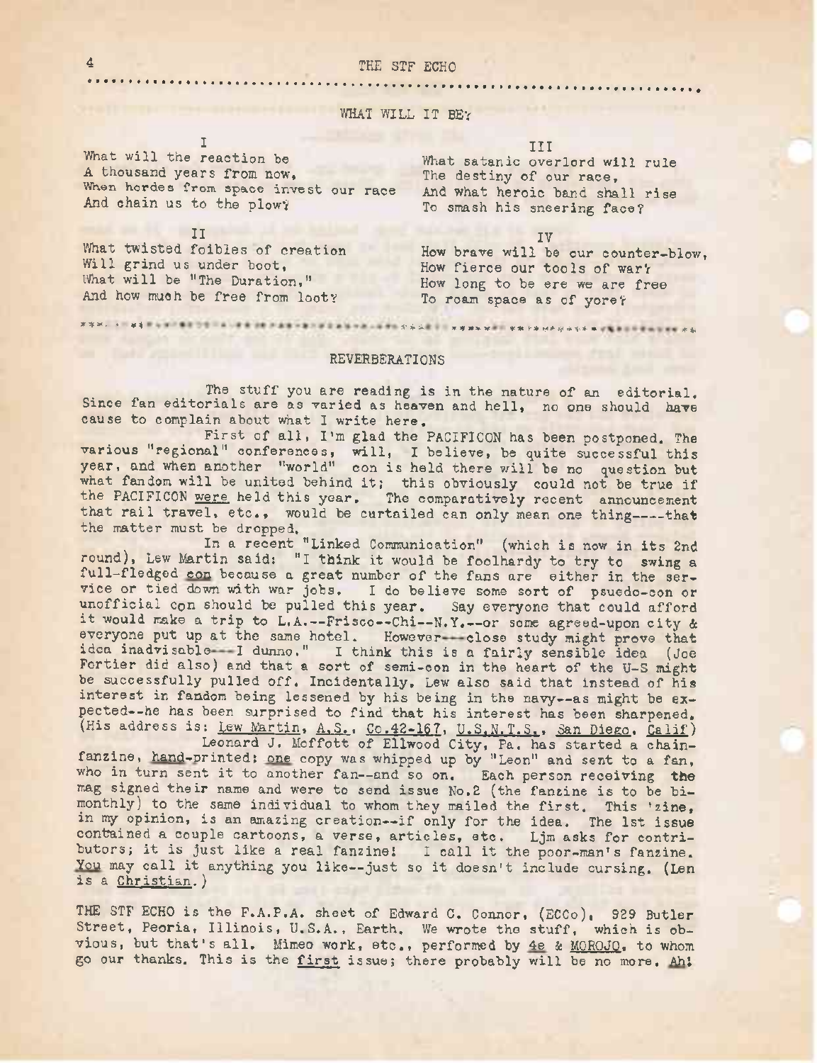## WHAT WILL IT BE?

I

What will the reaction be
A thousand years from now,
When hordes from space invest our race
And chain us to the plow?

II

What twisted foibles of creation
Will grind us under boot,
What will be "The Duration,"
And how much be free from loot?

III

What satanic overlord will rule
The destiny of our race,
And what heroic band shall rise
To smash his sneering face?

IV

How brave will be our counter-blow,
How fierce our tools of war?
How long to be ere we are free
To roam space as of yore?

---

## REVERBERATIONS

The stuff you are reading is in the nature of an editorial. Since fan editorials are as varied as heaven and hell, no one should have cause to complain about what I write here.

First of all, I'm glad the PACIFICON has been postponed. The various "regional" conferences, will, I believe, be quite successful this year, and when another "world" con is held there will be no question but what fandom will be united behind it; this obviously could not be true if the PACIFICON were held this year. The comparatively recent announcement that rail travel, etc., would be curtailed can only mean one thing----that the matter must be dropped.

In a recent "Linked Communication" (which is now in its 2nd round), Lew Martin said: "I think it would be foolhardy to try to swing a full-fledged con because a great number of the fans are either in the service or tied down with war jobs. I do believe some sort of psuedo-con or unofficial con should be pulled this year. Say everyone that could afford it would make a trip to L.A.--Frisco--Chi--N.Y.--or some agreed-upon city & everyone put up at the same hotel. However---close study might prove that idea inadvisable---I dunno." I think this is a fairly sensible idea (Joe Fortier did also) and that a sort of semi-con in the heart of the U-S might be successfully pulled off. Incidentally, Lew also said that instead of his interest in fandom being lessened by his being in the navy--as might be expected--he has been surprised to find that his interest has been sharpened. (His address is: Lew Martin, A.S., Co.42-167, U.S.N.T.S., San Diego, Calif)

Leonard J. Moffott of Ellwood City, Pa. has started a chain-fanzine, hand-printed; one copy was whipped up by "Leon" and sent to a fan, who in turn sent it to another fan--and so on. Each person receiving the mag signed their name and were to send issue No.2 (the fanzine is to be bi-monthly) to the same individual to whom they mailed the first. This 'zine, in my opinion, is an amazing creation--if only for the idea. The 1st issue contained a couple cartoons, a verse, articles, etc. Ljm asks for contributors; it is just like a real fanzine! I call it the poor-man's fanzine. You may call it anything you like--just so it doesn't include cursing. (Len is a Christian.)

THE STF ECHO is the F.A.P.A. sheet of Edward C. Connor, (ECCo), 929 Butler Street, Peoria, Illinois, U.S.A., Earth. We wrote the stuff, which is obvious, but that's all. Mimeo work, etc., performed by 4e & MOROJO, to whom go our thanks. This is the first issue; there probably will be no more. Ah!